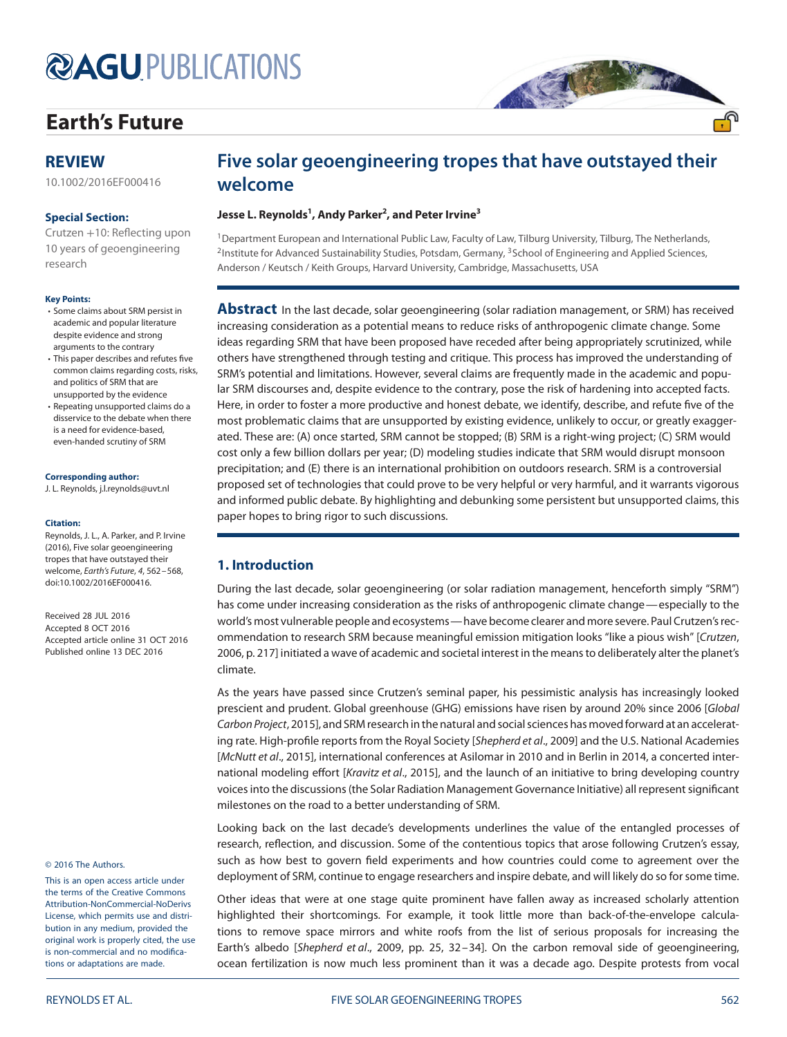# Earth's Future

## REVIEW

10.1002/2016EF000416

**Special Section:**

Crutzen +10: Reflecting upon 10 years of geoengineering research

**Key Points:**

- Some claims about SRM persist in academic and popular literature despite evidence and strong arguments to the contrary
- This paper describes and refutes five common claims regarding costs, risks, and politics of SRM that are unsupported by the evidence
- Repeating unsupported claims do a disservice to the debate when there is a need for evidence-based, even-handed scrutiny of SRM

**Corresponding author:**

J. L. Reynolds, j.l.reynolds@uvt.nl

**Citation:**

Reynolds, J. L., A. Parker, and P. Irvine (2016), Five solar geoengineering tropes that have outstayed their welcome, *Earth's Future*, *4*, 562–568, doi:10.1002/2016EF000416.

Received 28 JUL 2016
Accepted 8 OCT 2016
Accepted article online 31 OCT 2016
Published online 13 DEC 2016

© 2016 The Authors.

This is an open access article under the terms of the Creative Commons Attribution-NonCommercial-NoDerivs License, which permits use and distribution in any medium, provided the original work is properly cited, the use is non-commercial and no modifications or adaptations are made.

# Five solar geoengineering tropes that have outstayed their welcome

**Jesse L. Reynolds[1], Andy Parker[2], and Peter Irvine[3]**

[1]Department European and International Public Law, Faculty of Law, Tilburg University, Tilburg, The Netherlands, [2]Institute for Advanced Sustainability Studies, Potsdam, Germany, [3]School of Engineering and Applied Sciences, Anderson / Keutsch / Keith Groups, Harvard University, Cambridge, Massachusetts, USA

**Abstract** In the last decade, solar geoengineering (solar radiation management, or SRM) has received increasing consideration as a potential means to reduce risks of anthropogenic climate change. Some ideas regarding SRM that have been proposed have receded after being appropriately scrutinized, while others have strengthened through testing and critique. This process has improved the understanding of SRM's potential and limitations. However, several claims are frequently made in the academic and popular SRM discourses and, despite evidence to the contrary, pose the risk of hardening into accepted facts. Here, in order to foster a more productive and honest debate, we identify, describe, and refute five of the most problematic claims that are unsupported by existing evidence, unlikely to occur, or greatly exaggerated. These are: (A) once started, SRM cannot be stopped; (B) SRM is a right-wing project; (C) SRM would cost only a few billion dollars per year; (D) modeling studies indicate that SRM would disrupt monsoon precipitation; and (E) there is an international prohibition on outdoors research. SRM is a controversial proposed set of technologies that could prove to be very helpful or very harmful, and it warrants vigorous and informed public debate. By highlighting and debunking some persistent but unsupported claims, this paper hopes to bring rigor to such discussions.

## 1. Introduction

During the last decade, solar geoengineering (or solar radiation management, henceforth simply "SRM") has come under increasing consideration as the risks of anthropogenic climate change—especially to the world's most vulnerable people and ecosystems—have become clearer and more severe. Paul Crutzen's recommendation to research SRM because meaningful emission mitigation looks "like a pious wish" [*Crutzen*, 2006, p. 217] initiated a wave of academic and societal interest in the means to deliberately alter the planet's climate.

As the years have passed since Crutzen's seminal paper, his pessimistic analysis has increasingly looked prescient and prudent. Global greenhouse (GHG) emissions have risen by around 20% since 2006 [*Global Carbon Project*, 2015], and SRM research in the natural and social sciences has moved forward at an accelerating rate. High-profile reports from the Royal Society [*Shepherd et al*., 2009] and the U.S. National Academies [*McNutt et al*., 2015], international conferences at Asilomar in 2010 and in Berlin in 2014, a concerted international modeling effort [*Kravitz et al*., 2015], and the launch of an initiative to bring developing country voices into the discussions (the Solar Radiation Management Governance Initiative) all represent significant milestones on the road to a better understanding of SRM.

Looking back on the last decade's developments underlines the value of the entangled processes of research, reflection, and discussion. Some of the contentious topics that arose following Crutzen's essay, such as how best to govern field experiments and how countries could come to agreement over the deployment of SRM, continue to engage researchers and inspire debate, and will likely do so for some time.

Other ideas that were at one stage quite prominent have fallen away as increased scholarly attention highlighted their shortcomings. For example, it took little more than back-of-the-envelope calculations to remove space mirrors and white roofs from the list of serious proposals for increasing the Earth's albedo [*Shepherd et al*., 2009, pp. 25, 32–34]. On the carbon removal side of geoengineering, ocean fertilization is now much less prominent than it was a decade ago. Despite protests from vocal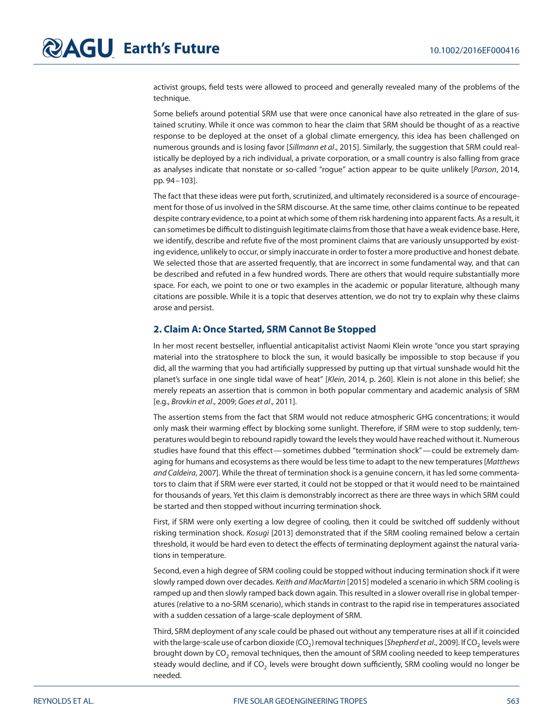activist groups, field tests were allowed to proceed and generally revealed many of the problems of the technique.

Some beliefs around potential SRM use that were once canonical have also retreated in the glare of sustained scrutiny. While it once was common to hear the claim that SRM should be thought of as a reactive response to be deployed at the onset of a global climate emergency, this idea has been challenged on numerous grounds and is losing favor [*Sillmann et al*., 2015]. Similarly, the suggestion that SRM could realistically be deployed by a rich individual, a private corporation, or a small country is also falling from grace as analyses indicate that nonstate or so-called "rogue" action appear to be quite unlikely [*Parson*, 2014, pp. 94–103].

The fact that these ideas were put forth, scrutinized, and ultimately reconsidered is a source of encouragement for those of us involved in the SRM discourse. At the same time, other claims continue to be repeated despite contrary evidence, to a point at which some of them risk hardening into apparent facts. As a result, it can sometimes be difficult to distinguish legitimate claims from those that have a weak evidence base. Here, we identify, describe and refute five of the most prominent claims that are variously unsupported by existing evidence, unlikely to occur, or simply inaccurate in order to foster a more productive and honest debate. We selected those that are asserted frequently, that are incorrect in some fundamental way, and that can be described and refuted in a few hundred words. There are others that would require substantially more space. For each, we point to one or two examples in the academic or popular literature, although many citations are possible. While it is a topic that deserves attention, we do not try to explain why these claims arose and persist.

## 2. Claim A: Once Started, SRM Cannot Be Stopped

In her most recent bestseller, influential anticapitalist activist Naomi Klein wrote "once you start spraying material into the stratosphere to block the sun, it would basically be impossible to stop because if you did, all the warming that you had artificially suppressed by putting up that virtual sunshade would hit the planet's surface in one single tidal wave of heat" [*Klein*, 2014, p. 260]. Klein is not alone in this belief; she merely repeats an assertion that is common in both popular commentary and academic analysis of SRM [e.g., *Brovkin et al*., 2009; *Goes et al*., 2011].

The assertion stems from the fact that SRM would not reduce atmospheric GHG concentrations; it would only mask their warming effect by blocking some sunlight. Therefore, if SRM were to stop suddenly, temperatures would begin to rebound rapidly toward the levels they would have reached without it. Numerous studies have found that this effect—sometimes dubbed "termination shock"—could be extremely damaging for humans and ecosystems as there would be less time to adapt to the new temperatures [*Matthews and Caldeira*, 2007]. While the threat of termination shock is a genuine concern, it has led some commentators to claim that if SRM were ever started, it could not be stopped or that it would need to be maintained for thousands of years. Yet this claim is demonstrably incorrect as there are three ways in which SRM could be started and then stopped without incurring termination shock.

First, if SRM were only exerting a low degree of cooling, then it could be switched off suddenly without risking termination shock. *Kosugi* [2013] demonstrated that if the SRM cooling remained below a certain threshold, it would be hard even to detect the effects of terminating deployment against the natural variations in temperature.

Second, even a high degree of SRM cooling could be stopped without inducing termination shock if it were slowly ramped down over decades. *Keith and MacMartin* [2015] modeled a scenario in which SRM cooling is ramped up and then slowly ramped back down again. This resulted in a slower overall rise in global temperatures (relative to a no-SRM scenario), which stands in contrast to the rapid rise in temperatures associated with a sudden cessation of a large-scale deployment of SRM.

Third, SRM deployment of any scale could be phased out without any temperature rises at all if it coincided with the large-scale use of carbon dioxide ($CO_2$) removal techniques [*Shepherd et al*., 2009]. If $CO_2$ levels were brought down by $CO_2$ removal techniques, then the amount of SRM cooling needed to keep temperatures steady would decline, and if $CO_2$ levels were brought down sufficiently, SRM cooling would no longer be needed.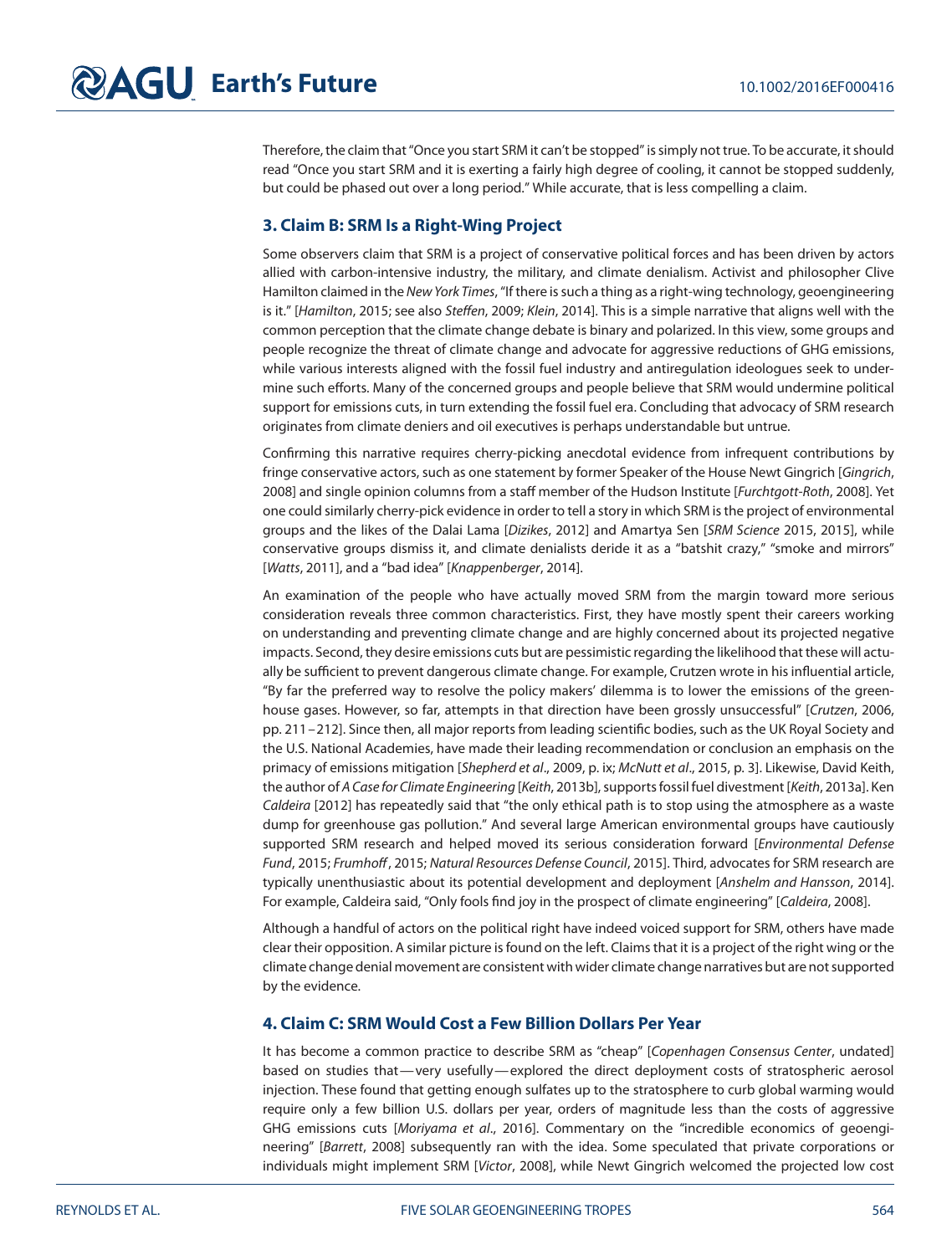Therefore, the claim that "Once you start SRM it can't be stopped" is simply not true. To be accurate, it should read "Once you start SRM and it is exerting a fairly high degree of cooling, it cannot be stopped suddenly, but could be phased out over a long period." While accurate, that is less compelling a claim.

## 3. Claim B: SRM Is a Right-Wing Project

Some observers claim that SRM is a project of conservative political forces and has been driven by actors allied with carbon-intensive industry, the military, and climate denialism. Activist and philosopher Clive Hamilton claimed in the *New York Times*, "If there is such a thing as a right-wing technology, geoengineering is it." [*Hamilton*, 2015; see also *Steffen*, 2009; *Klein*, 2014]. This is a simple narrative that aligns well with the common perception that the climate change debate is binary and polarized. In this view, some groups and people recognize the threat of climate change and advocate for aggressive reductions of GHG emissions, while various interests aligned with the fossil fuel industry and antiregulation ideologues seek to undermine such efforts. Many of the concerned groups and people believe that SRM would undermine political support for emissions cuts, in turn extending the fossil fuel era. Concluding that advocacy of SRM research originates from climate deniers and oil executives is perhaps understandable but untrue.

Confirming this narrative requires cherry-picking anecdotal evidence from infrequent contributions by fringe conservative actors, such as one statement by former Speaker of the House Newt Gingrich [*Gingrich*, 2008] and single opinion columns from a staff member of the Hudson Institute [*Furchtgott-Roth*, 2008]. Yet one could similarly cherry-pick evidence in order to tell a story in which SRM is the project of environmental groups and the likes of the Dalai Lama [*Dizikes*, 2012] and Amartya Sen [*SRM Science* 2015, 2015], while conservative groups dismiss it, and climate denialists deride it as a "batshit crazy," "smoke and mirrors" [*Watts*, 2011], and a "bad idea" [*Knappenberger*, 2014].

An examination of the people who have actually moved SRM from the margin toward more serious consideration reveals three common characteristics. First, they have mostly spent their careers working on understanding and preventing climate change and are highly concerned about its projected negative impacts. Second, they desire emissions cuts but are pessimistic regarding the likelihood that these will actually be sufficient to prevent dangerous climate change. For example, Crutzen wrote in his influential article, "By far the preferred way to resolve the policy makers' dilemma is to lower the emissions of the greenhouse gases. However, so far, attempts in that direction have been grossly unsuccessful" [*Crutzen*, 2006, pp. 211–212]. Since then, all major reports from leading scientific bodies, such as the UK Royal Society and the U.S. National Academies, have made their leading recommendation or conclusion an emphasis on the primacy of emissions mitigation [*Shepherd et al*., 2009, p. ix; *McNutt et al*., 2015, p. 3]. Likewise, David Keith, the author of *A Case for Climate Engineering* [*Keith*, 2013b], supports fossil fuel divestment [*Keith*, 2013a]. Ken *Caldeira* [2012] has repeatedly said that "the only ethical path is to stop using the atmosphere as a waste dump for greenhouse gas pollution." And several large American environmental groups have cautiously supported SRM research and helped moved its serious consideration forward [*Environmental Defense Fund*, 2015; *Frumhoff*, 2015; *Natural Resources Defense Council*, 2015]. Third, advocates for SRM research are typically unenthusiastic about its potential development and deployment [*Anshelm and Hansson*, 2014]. For example, Caldeira said, "Only fools find joy in the prospect of climate engineering" [*Caldeira*, 2008].

Although a handful of actors on the political right have indeed voiced support for SRM, others have made clear their opposition. A similar picture is found on the left. Claims that it is a project of the right wing or the climate change denial movement are consistent with wider climate change narratives but are not supported by the evidence.

## 4. Claim C: SRM Would Cost a Few Billion Dollars Per Year

It has become a common practice to describe SRM as "cheap" [*Copenhagen Consensus Center*, undated] based on studies that—very usefully—explored the direct deployment costs of stratospheric aerosol injection. These found that getting enough sulfates up to the stratosphere to curb global warming would require only a few billion U.S. dollars per year, orders of magnitude less than the costs of aggressive GHG emissions cuts [*Moriyama et al*., 2016]. Commentary on the "incredible economics of geoengineering" [*Barrett*, 2008] subsequently ran with the idea. Some speculated that private corporations or individuals might implement SRM [*Victor*, 2008], while Newt Gingrich welcomed the projected low cost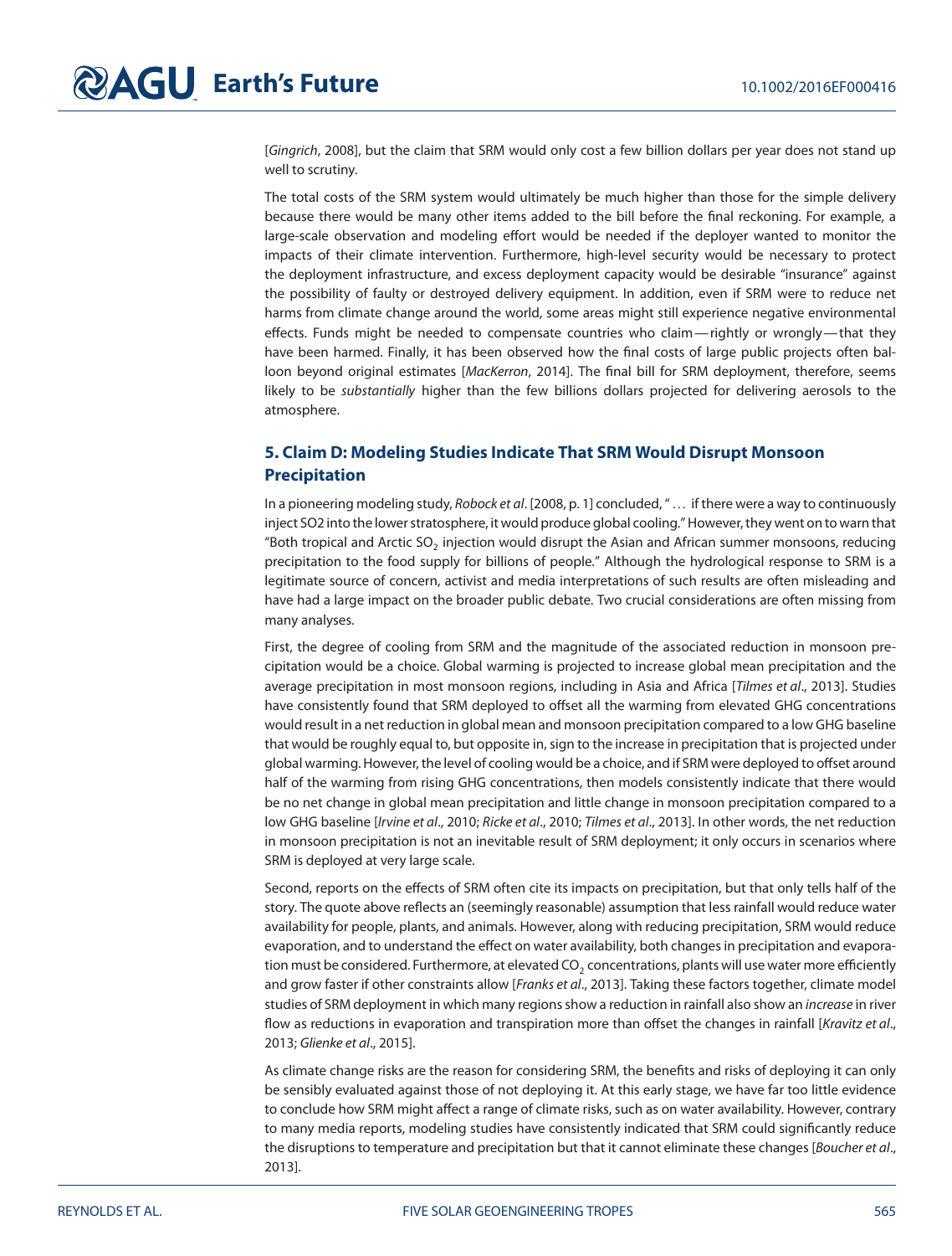[*Gingrich*, 2008], but the claim that SRM would only cost a few billion dollars per year does not stand up well to scrutiny.

The total costs of the SRM system would ultimately be much higher than those for the simple delivery because there would be many other items added to the bill before the final reckoning. For example, a large-scale observation and modeling effort would be needed if the deployer wanted to monitor the impacts of their climate intervention. Furthermore, high-level security would be necessary to protect the deployment infrastructure, and excess deployment capacity would be desirable "insurance" against the possibility of faulty or destroyed delivery equipment. In addition, even if SRM were to reduce net harms from climate change around the world, some areas might still experience negative environmental effects. Funds might be needed to compensate countries who claim—rightly or wrongly—that they have been harmed. Finally, it has been observed how the final costs of large public projects often balloon beyond original estimates [*MacKerron*, 2014]. The final bill for SRM deployment, therefore, seems likely to be *substantially* higher than the few billions dollars projected for delivering aerosols to the atmosphere.

## 5. Claim D: Modeling Studies Indicate That SRM Would Disrupt Monsoon Precipitation

In a pioneering modeling study, *Robock et al*. [2008, p. 1] concluded, "… if there were a way to continuously inject SO2 into the lower stratosphere, it would produce global cooling." However, they went on to warn that "Both tropical and Arctic $SO_2$ injection would disrupt the Asian and African summer monsoons, reducing precipitation to the food supply for billions of people." Although the hydrological response to SRM is a legitimate source of concern, activist and media interpretations of such results are often misleading and have had a large impact on the broader public debate. Two crucial considerations are often missing from many analyses.

First, the degree of cooling from SRM and the magnitude of the associated reduction in monsoon precipitation would be a choice. Global warming is projected to increase global mean precipitation and the average precipitation in most monsoon regions, including in Asia and Africa [*Tilmes et al*., 2013]. Studies have consistently found that SRM deployed to offset all the warming from elevated GHG concentrations would result in a net reduction in global mean and monsoon precipitation compared to a low GHG baseline that would be roughly equal to, but opposite in, sign to the increase in precipitation that is projected under global warming. However, the level of cooling would be a choice, and if SRM were deployed to offset around half of the warming from rising GHG concentrations, then models consistently indicate that there would be no net change in global mean precipitation and little change in monsoon precipitation compared to a low GHG baseline [*Irvine et al*., 2010; *Ricke et al*., 2010; *Tilmes et al*., 2013]. In other words, the net reduction in monsoon precipitation is not an inevitable result of SRM deployment; it only occurs in scenarios where SRM is deployed at very large scale.

Second, reports on the effects of SRM often cite its impacts on precipitation, but that only tells half of the story. The quote above reflects an (seemingly reasonable) assumption that less rainfall would reduce water availability for people, plants, and animals. However, along with reducing precipitation, SRM would reduce evaporation, and to understand the effect on water availability, both changes in precipitation and evaporation must be considered. Furthermore, at elevated $CO_2$ concentrations, plants will use water more efficiently and grow faster if other constraints allow [*Franks et al*., 2013]. Taking these factors together, climate model studies of SRM deployment in which many regions show a reduction in rainfall also show an *increase* in river flow as reductions in evaporation and transpiration more than offset the changes in rainfall [*Kravitz et al*., 2013; *Glienke et al*., 2015].

As climate change risks are the reason for considering SRM, the benefits and risks of deploying it can only be sensibly evaluated against those of not deploying it. At this early stage, we have far too little evidence to conclude how SRM might affect a range of climate risks, such as on water availability. However, contrary to many media reports, modeling studies have consistently indicated that SRM could significantly reduce the disruptions to temperature and precipitation but that it cannot eliminate these changes [*Boucher et al*., 2013].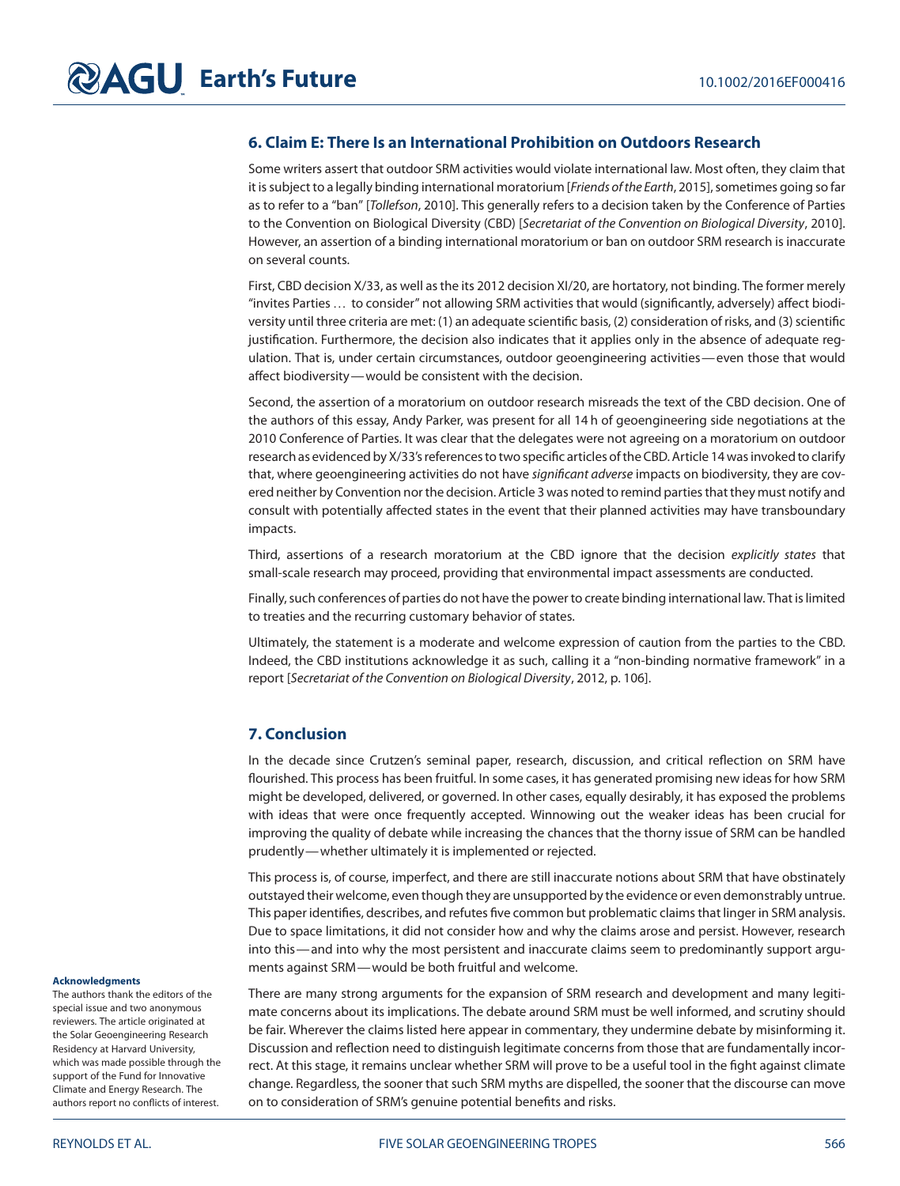## 6. Claim E: There Is an International Prohibition on Outdoors Research

Some writers assert that outdoor SRM activities would violate international law. Most often, they claim that it is subject to a legally binding international moratorium [*Friends of the Earth*, 2015], sometimes going so far as to refer to a "ban" [*Tollefson*, 2010]. This generally refers to a decision taken by the Conference of Parties to the Convention on Biological Diversity (CBD) [*Secretariat of the Convention on Biological Diversity*, 2010]. However, an assertion of a binding international moratorium or ban on outdoor SRM research is inaccurate on several counts.

First, CBD decision X/33, as well as the its 2012 decision XI/20, are hortatory, not binding. The former merely "invites Parties … to consider" not allowing SRM activities that would (significantly, adversely) affect biodiversity until three criteria are met: (1) an adequate scientific basis, (2) consideration of risks, and (3) scientific justification. Furthermore, the decision also indicates that it applies only in the absence of adequate regulation. That is, under certain circumstances, outdoor geoengineering activities—even those that would affect biodiversity—would be consistent with the decision.

Second, the assertion of a moratorium on outdoor research misreads the text of the CBD decision. One of the authors of this essay, Andy Parker, was present for all 14 h of geoengineering side negotiations at the 2010 Conference of Parties. It was clear that the delegates were not agreeing on a moratorium on outdoor research as evidenced by X/33's references to two specific articles of the CBD. Article 14 was invoked to clarify that, where geoengineering activities do not have *significant adverse* impacts on biodiversity, they are covered neither by Convention nor the decision. Article 3 was noted to remind parties that they must notify and consult with potentially affected states in the event that their planned activities may have transboundary impacts.

Third, assertions of a research moratorium at the CBD ignore that the decision *explicitly states* that small-scale research may proceed, providing that environmental impact assessments are conducted.

Finally, such conferences of parties do not have the power to create binding international law. That is limited to treaties and the recurring customary behavior of states.

Ultimately, the statement is a moderate and welcome expression of caution from the parties to the CBD. Indeed, the CBD institutions acknowledge it as such, calling it a "non-binding normative framework" in a report [*Secretariat of the Convention on Biological Diversity*, 2012, p. 106].

## 7. Conclusion

In the decade since Crutzen's seminal paper, research, discussion, and critical reflection on SRM have flourished. This process has been fruitful. In some cases, it has generated promising new ideas for how SRM might be developed, delivered, or governed. In other cases, equally desirably, it has exposed the problems with ideas that were once frequently accepted. Winnowing out the weaker ideas has been crucial for improving the quality of debate while increasing the chances that the thorny issue of SRM can be handled prudently—whether ultimately it is implemented or rejected.

This process is, of course, imperfect, and there are still inaccurate notions about SRM that have obstinately outstayed their welcome, even though they are unsupported by the evidence or even demonstrably untrue. This paper identifies, describes, and refutes five common but problematic claims that linger in SRM analysis. Due to space limitations, it did not consider how and why the claims arose and persist. However, research into this—and into why the most persistent and inaccurate claims seem to predominantly support arguments against SRM—would be both fruitful and welcome.

There are many strong arguments for the expansion of SRM research and development and many legitimate concerns about its implications. The debate around SRM must be well informed, and scrutiny should be fair. Wherever the claims listed here appear in commentary, they undermine debate by misinforming it. Discussion and reflection need to distinguish legitimate concerns from those that are fundamentally incorrect. At this stage, it remains unclear whether SRM will prove to be a useful tool in the fight against climate change. Regardless, the sooner that such SRM myths are dispelled, the sooner that the discourse can move on to consideration of SRM's genuine potential benefits and risks.

**Acknowledgments**

The authors thank the editors of the special issue and two anonymous reviewers. The article originated at the Solar Geoengineering Research Residency at Harvard University, which was made possible through the support of the Fund for Innovative Climate and Energy Research. The authors report no conflicts of interest.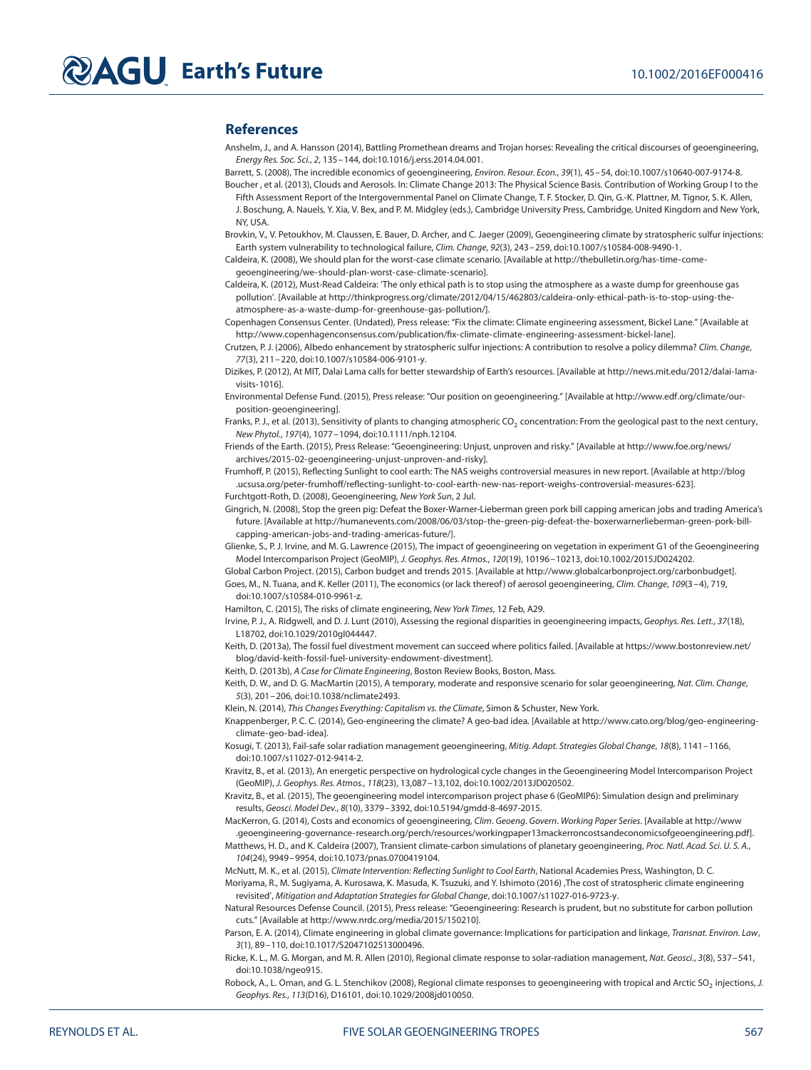## References

Anshelm, J., and A. Hansson (2014), Battling Promethean dreams and Trojan horses: Revealing the critical discourses of geoengineering, *Energy Res. Soc. Sci.*, *2*, 135–144, doi:10.1016/j.erss.2014.04.001.

Barrett, S. (2008), The incredible economics of geoengineering, *Environ. Resour. Econ.*, *39*(1), 45–54, doi:10.1007/s10640-007-9174-8.

Boucher , et al. (2013), Clouds and Aerosols. In: Climate Change 2013: The Physical Science Basis. Contribution of Working Group I to the Fifth Assessment Report of the Intergovernmental Panel on Climate Change, T. F. Stocker, D. Qin, G.-K. Plattner, M. Tignor, S. K. Allen, J. Boschung, A. Nauels, Y. Xia, V. Bex, and P. M. Midgley (eds.), Cambridge University Press, Cambridge, United Kingdom and New York, NY, USA.

Brovkin, V., V. Petoukhov, M. Claussen, E. Bauer, D. Archer, and C. Jaeger (2009), Geoengineering climate by stratospheric sulfur injections: Earth system vulnerability to technological failure, *Clim. Change*, *92*(3), 243–259, doi:10.1007/s10584-008-9490-1.

Caldeira, K. (2008), We should plan for the worst-case climate scenario. [Available at http://thebulletin.org/has-time-come-geoengineering/we-should-plan-worst-case-climate-scenario].

Caldeira, K. (2012), Must-Read Caldeira: 'The only ethical path is to stop using the atmosphere as a waste dump for greenhouse gas pollution'. [Available at http://thinkprogress.org/climate/2012/04/15/462803/caldeira-only-ethical-path-is-to-stop-using-the-atmosphere-as-a-waste-dump-for-greenhouse-gas-pollution/].

Copenhagen Consensus Center. (Undated), Press release: "Fix the climate: Climate engineering assessment, Bickel Lane." [Available at http://www.copenhagenconsensus.com/publication/fix-climate-climate-engineering-assessment-bickel-lane].

Crutzen, P. J. (2006), Albedo enhancement by stratospheric sulfur injections: A contribution to resolve a policy dilemma? *Clim. Change*, *77*(3), 211–220, doi:10.1007/s10584-006-9101-y.

Dizikes, P. (2012), At MIT, Dalai Lama calls for better stewardship of Earth's resources. [Available at http://news.mit.edu/2012/dalai-lama-visits-1016].

Environmental Defense Fund. (2015), Press release: "Our position on geoengineering." [Available at http://www.edf.org/climate/our-position-geoengineering].

Franks, P. J., et al. (2013), Sensitivity of plants to changing atmospheric $CO_2$ concentration: From the geological past to the next century, *New Phytol.*, *197*(4), 1077–1094, doi:10.1111/nph.12104.

Friends of the Earth. (2015), Press Release: "Geoengineering: Unjust, unproven and risky." [Available at http://www.foe.org/news/archives/2015-02-geoengineering-unjust-unproven-and-risky].

Frumhoff, P. (2015), Reflecting Sunlight to cool earth: The NAS weighs controversial measures in new report. [Available at http://blog.ucsusa.org/peter-frumhoff/reflecting-sunlight-to-cool-earth-new-nas-report-weighs-controversial-measures-623].

Furchtgott-Roth, D. (2008), Geoengineering, *New York Sun*, 2 Jul.

Gingrich, N. (2008), Stop the green pig: Defeat the Boxer-Warner-Lieberman green pork bill capping american jobs and trading America's future. [Available at http://humanevents.com/2008/06/03/stop-the-green-pig-defeat-the-boxerwarnerlieberman-green-pork-bill-capping-american-jobs-and-trading-americas-future/].

Glienke, S., P. J. Irvine, and M. G. Lawrence (2015), The impact of geoengineering on vegetation in experiment G1 of the Geoengineering Model Intercomparison Project (GeoMIP), *J. Geophys. Res. Atmos.*, *120*(19), 10196–10213, doi:10.1002/2015JD024202.

Global Carbon Project. (2015), Carbon budget and trends 2015. [Available at http://www.globalcarbonproject.org/carbonbudget].

Goes, M., N. Tuana, and K. Keller (2011), The economics (or lack thereof) of aerosol geoengineering, *Clim. Change*, *109*(3–4), 719, doi:10.1007/s10584-010-9961-z.

Hamilton, C. (2015), The risks of climate engineering, *New York Times*, 12 Feb, A29.

Irvine, P. J., A. Ridgwell, and D. J. Lunt (2010), Assessing the regional disparities in geoengineering impacts, *Geophys. Res. Lett.*, *37*(18), L18702, doi:10.1029/2010gl044447.

Keith, D. (2013a), The fossil fuel divestment movement can succeed where politics failed. [Available at https://www.bostonreview.net/blog/david-keith-fossil-fuel-university-endowment-divestment].

Keith, D. (2013b), *A Case for Climate Engineering*, Boston Review Books, Boston, Mass.

Keith, D. W., and D. G. MacMartin (2015), A temporary, moderate and responsive scenario for solar geoengineering, *Nat. Clim. Change*, *5*(3), 201–206, doi:10.1038/nclimate2493.

Klein, N. (2014), *This Changes Everything: Capitalism vs. the Climate*, Simon & Schuster, New York.

Knappenberger, P. C. C. (2014), Geo-engineering the climate? A geo-bad idea. [Available at http://www.cato.org/blog/geo-engineering-climate-geo-bad-idea].

Kosugi, T. (2013), Fail-safe solar radiation management geoengineering, *Mitig. Adapt. Strategies Global Change*, *18*(8), 1141–1166, doi:10.1007/s11027-012-9414-2.

Kravitz, B., et al. (2013), An energetic perspective on hydrological cycle changes in the Geoengineering Model Intercomparison Project (GeoMIP), *J. Geophys. Res. Atmos.*, *118*(23), 13,087–13,102, doi:10.1002/2013JD020502.

Kravitz, B., et al. (2015), The geoengineering model intercomparison project phase 6 (GeoMIP6): Simulation design and preliminary results, *Geosci. Model Dev.*, *8*(10), 3379–3392, doi:10.5194/gmdd-8-4697-2015.

MacKerron, G. (2014), Costs and economics of geoengineering, *Clim. Geoeng. Govern. Working Paper Series*. [Available at http://www.geoengineering-governance-research.org/perch/resources/workingpaper13mackerroncostsandeconomicsofgeoengineering.pdf].

Matthews, H. D., and K. Caldeira (2007), Transient climate-carbon simulations of planetary geoengineering, *Proc. Natl. Acad. Sci. U. S. A.*, *104*(24), 9949–9954, doi:10.1073/pnas.0700419104.

McNutt, M. K., et al. (2015), *Climate Intervention: Reflecting Sunlight to Cool Earth*, National Academies Press, Washington, D. C.

Moriyama, R., M. Sugiyama, A. Kurosawa, K. Masuda, K. Tsuzuki, and Y. Ishimoto (2016) ,The cost of stratospheric climate engineering revisited', *Mitigation and Adaptation Strategies for Global Change*, doi:10.1007/s11027-016-9723-y.

Natural Resources Defense Council. (2015), Press release: "Geoengineering: Research is prudent, but no substitute for carbon pollution cuts." [Available at http://www.nrdc.org/media/2015/150210].

Parson, E. A. (2014), Climate engineering in global climate governance: Implications for participation and linkage, *Transnat. Environ. Law*, *3*(1), 89–110, doi:10.1017/S2047102513000496.

Ricke, K. L., M. G. Morgan, and M. R. Allen (2010), Regional climate response to solar-radiation management, *Nat. Geosci.*, *3*(8), 537–541, doi:10.1038/ngeo915.

Robock, A., L. Oman, and G. L. Stenchikov (2008), Regional climate responses to geoengineering with tropical and Arctic $SO_2$ injections, *J. Geophys. Res.*, *113*(D16), D16101, doi:10.1029/2008jd010050.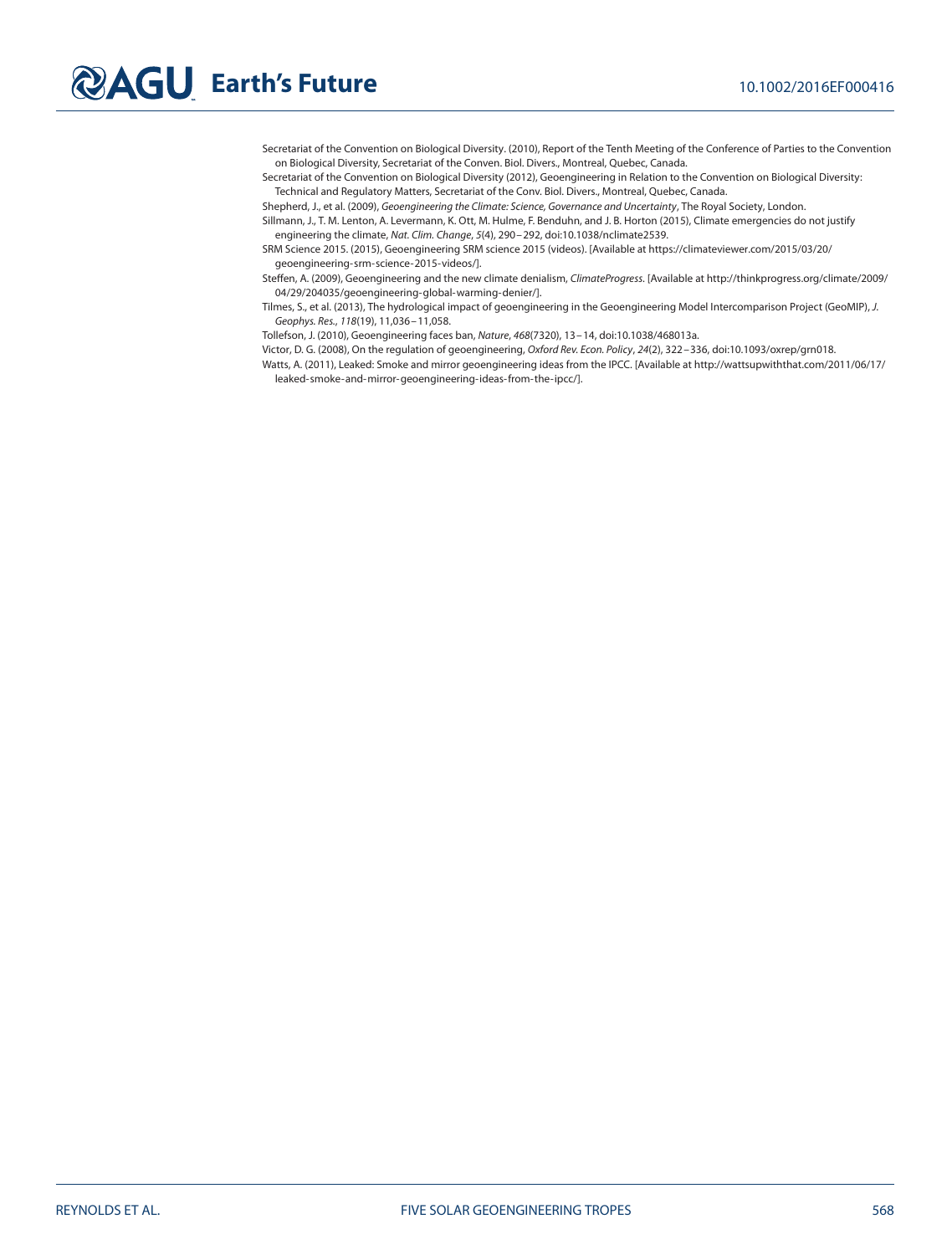Secretariat of the Convention on Biological Diversity. (2010), Report of the Tenth Meeting of the Conference of Parties to the Convention on Biological Diversity, Secretariat of the Conven. Biol. Divers., Montreal, Quebec, Canada.

Secretariat of the Convention on Biological Diversity (2012), Geoengineering in Relation to the Convention on Biological Diversity: Technical and Regulatory Matters, Secretariat of the Conv. Biol. Divers., Montreal, Quebec, Canada.

Shepherd, J., et al. (2009), *Geoengineering the Climate: Science, Governance and Uncertainty*, The Royal Society, London.

Sillmann, J., T. M. Lenton, A. Levermann, K. Ott, M. Hulme, F. Benduhn, and J. B. Horton (2015), Climate emergencies do not justify engineering the climate, *Nat. Clim. Change*, *5*(4), 290–292, doi:10.1038/nclimate2539.

SRM Science 2015. (2015), Geoengineering SRM science 2015 (videos). [Available at https://climateviewer.com/2015/03/20/geoengineering-srm-science-2015-videos/].

Steffen, A. (2009), Geoengineering and the new climate denialism, *ClimateProgress*. [Available at http://thinkprogress.org/climate/2009/04/29/204035/geoengineering-global-warming-denier/].

Tilmes, S., et al. (2013), The hydrological impact of geoengineering in the Geoengineering Model Intercomparison Project (GeoMIP), *J. Geophys. Res.*, *118*(19), 11,036–11,058.

Tollefson, J. (2010), Geoengineering faces ban, *Nature*, *468*(7320), 13–14, doi:10.1038/468013a.

Victor, D. G. (2008), On the regulation of geoengineering, *Oxford Rev. Econ. Policy*, *24*(2), 322–336, doi:10.1093/oxrep/grn018.

Watts, A. (2011), Leaked: Smoke and mirror geoengineering ideas from the IPCC. [Available at http://wattsupwiththat.com/2011/06/17/leaked-smoke-and-mirror-geoengineering-ideas-from-the-ipcc/].